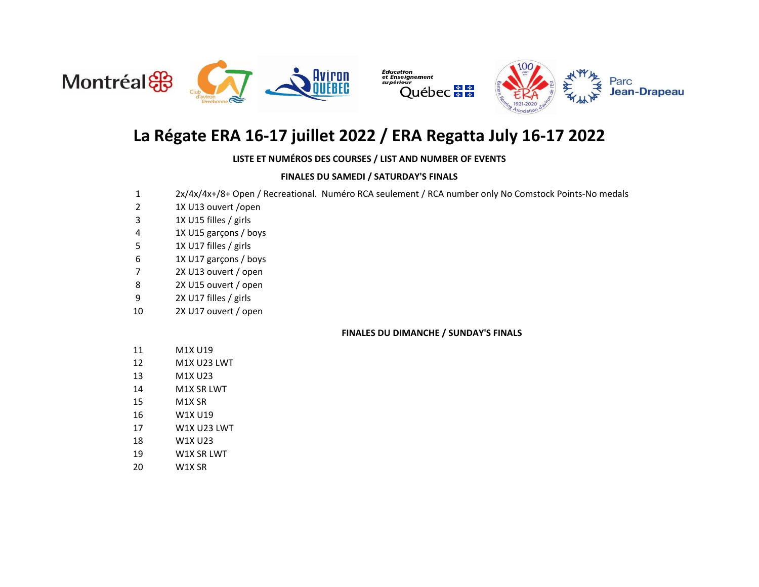# La Régate ERA 16-17 juillet 2022 / ERA Regatta July 16-17 2022

**LISTE ET NUMÉROS DES COURSES / LIST AND NUMBER OF EVENTS**

**FINALES DU SAMEDI / SATURDAY'S FINALS**

| | |
|---|---|
| 1 | 2x/4x/4x+/8+ Open / Recreational. Numéro RCA seulement / RCA number only No Comstock Points-No medals |
| 2 | 1X U13 ouvert /open |
| 3 | 1X U15 filles / girls |
| 4 | 1X U15 garçons / boys |
| 5 | 1X U17 filles / girls |
| 6 | 1X U17 garçons / boys |
| 7 | 2X U13 ouvert / open |
| 8 | 2X U15 ouvert / open |
| 9 | 2X U17 filles / girls |
| 10 | 2X U17 ouvert / open |

**FINALES DU DIMANCHE / SUNDAY'S FINALS**

| | |
|---|---|
| 11 | M1X U19 |
| 12 | M1X U23 LWT |
| 13 | M1X U23 |
| 14 | M1X SR LWT |
| 15 | M1X SR |
| 16 | W1X U19 |
| 17 | W1X U23 LWT |
| 18 | W1X U23 |
| 19 | W1X SR LWT |
| 20 | W1X SR |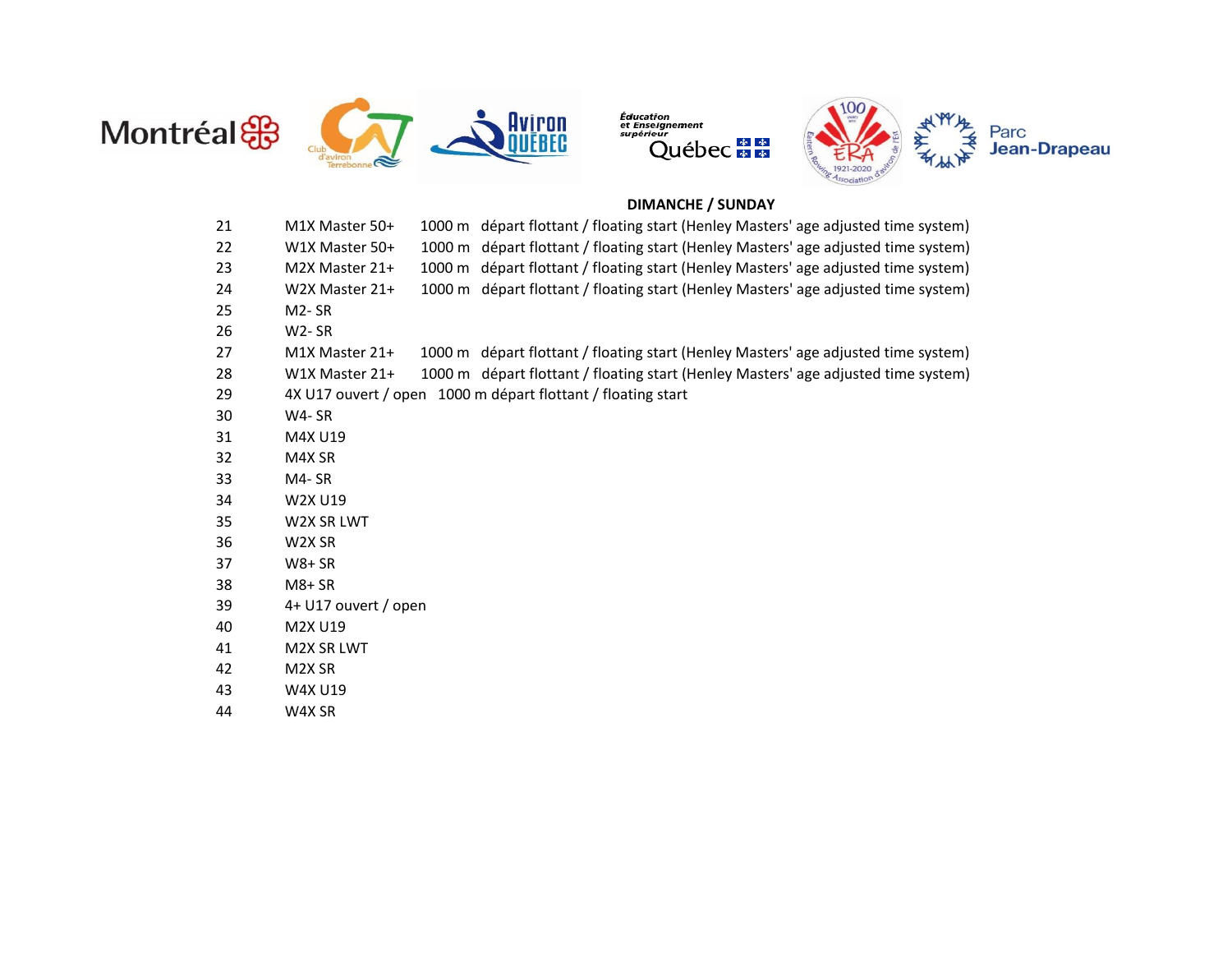**DIMANCHE / SUNDAY**

| | | | |
|---|---|---|---|
| 21 | M1X Master 50+ | 1000 m | départ flottant / floating start (Henley Masters' age adjusted time system) |
| 22 | W1X Master 50+ | 1000 m | départ flottant / floating start (Henley Masters' age adjusted time system) |
| 23 | M2X Master 21+ | 1000 m | départ flottant / floating start (Henley Masters' age adjusted time system) |
| 24 | W2X Master 21+ | 1000 m | départ flottant / floating start (Henley Masters' age adjusted time system) |
| 25 | M2- SR | | |
| 26 | W2- SR | | |
| 27 | M1X Master 21+ | 1000 m | départ flottant / floating start (Henley Masters' age adjusted time system) |
| 28 | W1X Master 21+ | 1000 m | départ flottant / floating start (Henley Masters' age adjusted time system) |
| 29 | 4X U17 ouvert / open | 1000 m | départ flottant / floating start |
| 30 | W4- SR | | |
| 31 | M4X U19 | | |
| 32 | M4X SR | | |
| 33 | M4- SR | | |
| 34 | W2X U19 | | |
| 35 | W2X SR LWT | | |
| 36 | W2X SR | | |
| 37 | W8+ SR | | |
| 38 | M8+ SR | | |
| 39 | 4+ U17 ouvert / open | | |
| 40 | M2X U19 | | |
| 41 | M2X SR LWT | | |
| 42 | M2X SR | | |
| 43 | W4X U19 | | |
| 44 | W4X SR | | |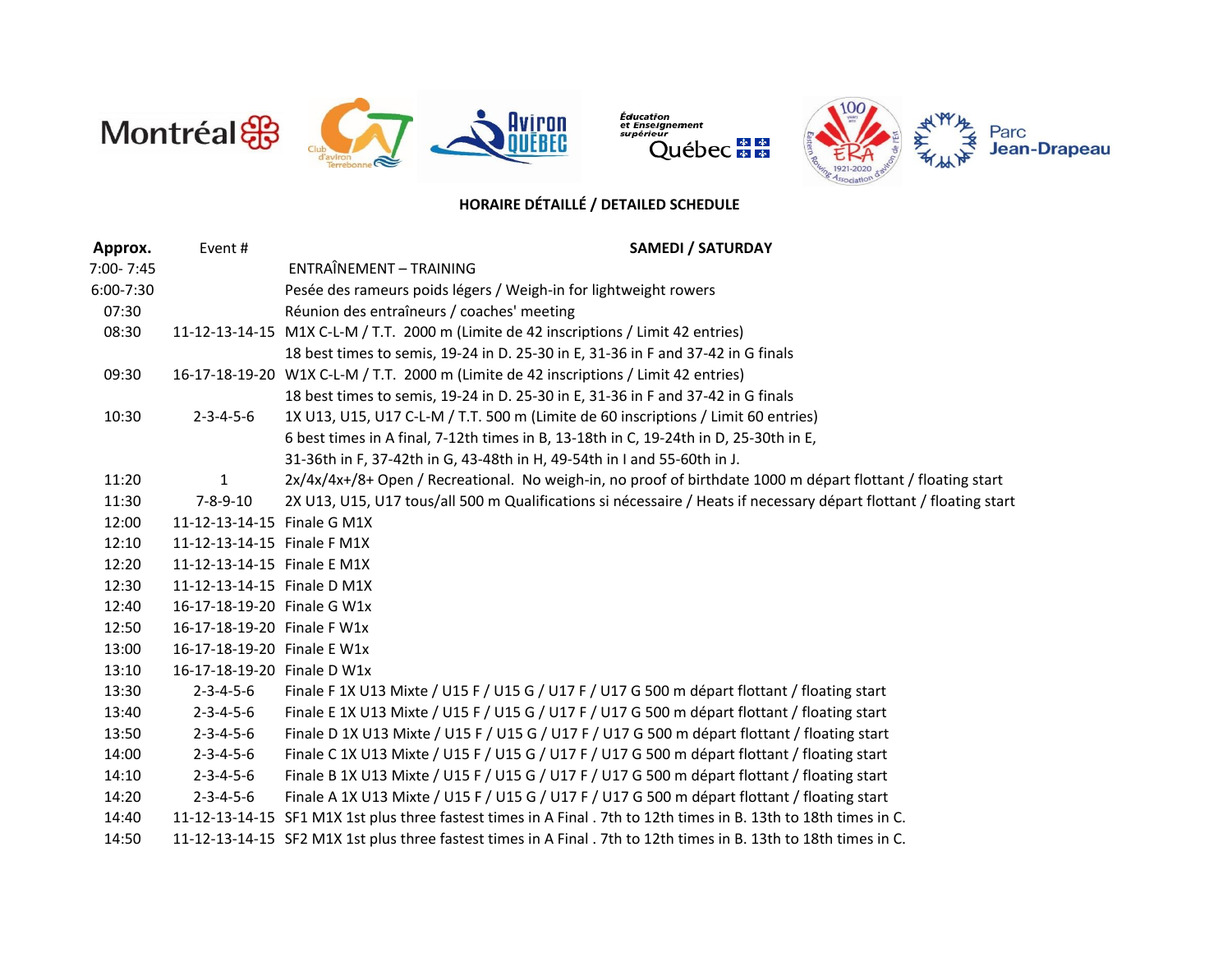## HORAIRE DÉTAILLÉ / DETAILED SCHEDULE

| Approx. | Event # | SAMEDI / SATURDAY |
|---|---|---|
| 7:00- 7:45 | | ENTRAÎNEMENT – TRAINING |
| 6:00-7:30 | | Pesée des rameurs poids légers / Weigh-in for lightweight rowers |
| 07:30 | | Réunion des entraîneurs / coaches' meeting |
| 08:30 | 11-12-13-14-15 | M1X C-L-M / T.T. 2000 m (Limite de 42 inscriptions / Limit 42 entries) |
| | | 18 best times to semis, 19-24 in D. 25-30 in E, 31-36 in F and 37-42 in G finals |
| 09:30 | 16-17-18-19-20 | W1X C-L-M / T.T. 2000 m (Limite de 42 inscriptions / Limit 42 entries) |
| | | 18 best times to semis, 19-24 in D. 25-30 in E, 31-36 in F and 37-42 in G finals |
| 10:30 | 2-3-4-5-6 | 1X U13, U15, U17 C-L-M / T.T. 500 m (Limite de 60 inscriptions / Limit 60 entries) |
| | | 6 best times in A final, 7-12th times in B, 13-18th in C, 19-24th in D, 25-30th in E, |
| | | 31-36th in F, 37-42th in G, 43-48th in H, 49-54th in I and 55-60th in J. |
| 11:20 | 1 | 2x/4x/4x+/8+ Open / Recreational. No weigh-in, no proof of birthdate 1000 m départ flottant / floating start |
| 11:30 | 7-8-9-10 | 2X U13, U15, U17 tous/all 500 m Qualifications si nécessaire / Heats if necessary départ flottant / floating start |
| 12:00 | 11-12-13-14-15 | Finale G M1X |
| 12:10 | 11-12-13-14-15 | Finale F M1X |
| 12:20 | 11-12-13-14-15 | Finale E M1X |
| 12:30 | 11-12-13-14-15 | Finale D M1X |
| 12:40 | 16-17-18-19-20 | Finale G W1x |
| 12:50 | 16-17-18-19-20 | Finale F W1x |
| 13:00 | 16-17-18-19-20 | Finale E W1x |
| 13:10 | 16-17-18-19-20 | Finale D W1x |
| 13:30 | 2-3-4-5-6 | Finale F 1X U13 Mixte / U15 F / U15 G / U17 F / U17 G 500 m départ flottant / floating start |
| 13:40 | 2-3-4-5-6 | Finale E 1X U13 Mixte / U15 F / U15 G / U17 F / U17 G 500 m départ flottant / floating start |
| 13:50 | 2-3-4-5-6 | Finale D 1X U13 Mixte / U15 F / U15 G / U17 F / U17 G 500 m départ flottant / floating start |
| 14:00 | 2-3-4-5-6 | Finale C 1X U13 Mixte / U15 F / U15 G / U17 F / U17 G 500 m départ flottant / floating start |
| 14:10 | 2-3-4-5-6 | Finale B 1X U13 Mixte / U15 F / U15 G / U17 F / U17 G 500 m départ flottant / floating start |
| 14:20 | 2-3-4-5-6 | Finale A 1X U13 Mixte / U15 F / U15 G / U17 F / U17 G 500 m départ flottant / floating start |
| 14:40 | 11-12-13-14-15 | SF1 M1X 1st plus three fastest times in A Final . 7th to 12th times in B. 13th to 18th times in C. |
| 14:50 | 11-12-13-14-15 | SF2 M1X 1st plus three fastest times in A Final . 7th to 12th times in B. 13th to 18th times in C. |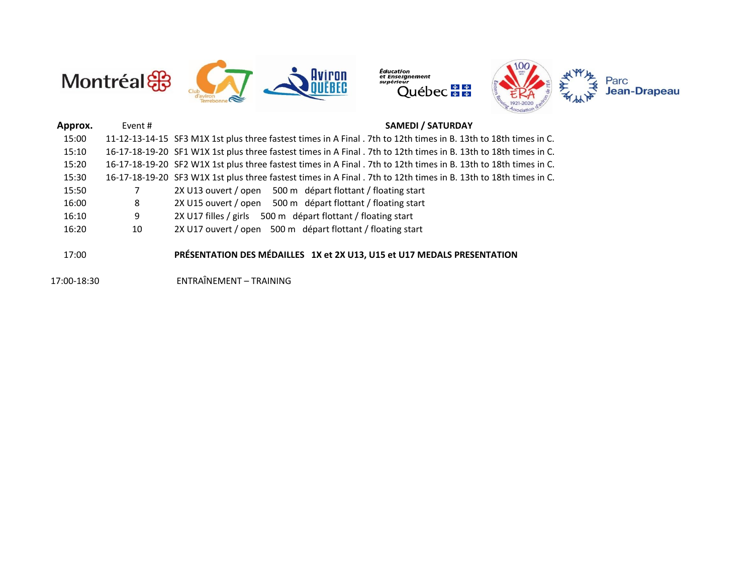| Approx. | Event # | SAMEDI / SATURDAY |
|---|---|---|
| 15:00 | 11-12-13-14-15 | SF3 M1X 1st plus three fastest times in A Final . 7th to 12th times in B. 13th to 18th times in C. |
| 15:10 | 16-17-18-19-20 | SF1 W1X 1st plus three fastest times in A Final . 7th to 12th times in B. 13th to 18th times in C. |
| 15:20 | 16-17-18-19-20 | SF2 W1X 1st plus three fastest times in A Final . 7th to 12th times in B. 13th to 18th times in C. |
| 15:30 | 16-17-18-19-20 | SF3 W1X 1st plus three fastest times in A Final . 7th to 12th times in B. 13th to 18th times in C. |
| 15:50 | 7 | 2X U13 ouvert / open 500 m départ flottant / floating start |
| 16:00 | 8 | 2X U15 ouvert / open 500 m départ flottant / floating start |
| 16:10 | 9 | 2X U17 filles / girls 500 m départ flottant / floating start |
| 16:20 | 10 | 2X U17 ouvert / open 500 m départ flottant / floating start |
| 17:00 | | **PRÉSENTATION DES MÉDAILLES 1X et 2X U13, U15 et U17 MEDALS PRESENTATION** |
| 17:00-18:30 | | ENTRAÎNEMENT – TRAINING |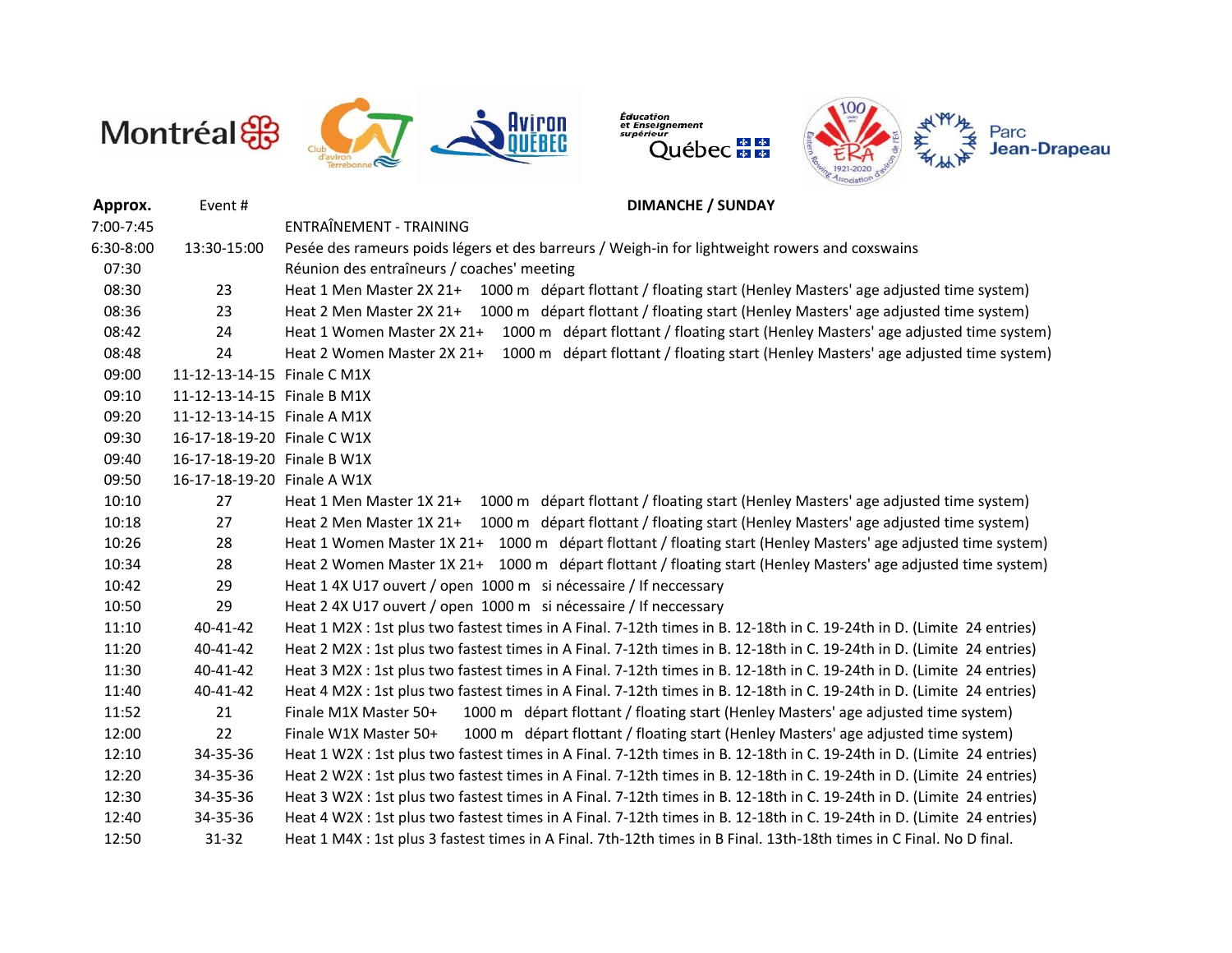| Approx. | Event # | DIMANCHE / SUNDAY |
|---|---|---|
| 7:00-7:45 | | ENTRAÎNEMENT - TRAINING |
| 6:30-8:00 | 13:30-15:00 | Pesée des rameurs poids légers et des barreurs / Weigh-in for lightweight rowers and coxswains |
| 07:30 | | Réunion des entraîneurs / coaches' meeting |
| 08:30 | 23 | Heat 1 Men Master 2X 21+ 1000 m départ flottant / floating start (Henley Masters' age adjusted time system) |
| 08:36 | 23 | Heat 2 Men Master 2X 21+ 1000 m départ flottant / floating start (Henley Masters' age adjusted time system) |
| 08:42 | 24 | Heat 1 Women Master 2X 21+ 1000 m départ flottant / floating start (Henley Masters' age adjusted time system) |
| 08:48 | 24 | Heat 2 Women Master 2X 21+ 1000 m départ flottant / floating start (Henley Masters' age adjusted time system) |
| 09:00 | 11-12-13-14-15 | Finale C M1X |
| 09:10 | 11-12-13-14-15 | Finale B M1X |
| 09:20 | 11-12-13-14-15 | Finale A M1X |
| 09:30 | 16-17-18-19-20 | Finale C W1X |
| 09:40 | 16-17-18-19-20 | Finale B W1X |
| 09:50 | 16-17-18-19-20 | Finale A W1X |
| 10:10 | 27 | Heat 1 Men Master 1X 21+ 1000 m départ flottant / floating start (Henley Masters' age adjusted time system) |
| 10:18 | 27 | Heat 2 Men Master 1X 21+ 1000 m départ flottant / floating start (Henley Masters' age adjusted time system) |
| 10:26 | 28 | Heat 1 Women Master 1X 21+ 1000 m départ flottant / floating start (Henley Masters' age adjusted time system) |
| 10:34 | 28 | Heat 2 Women Master 1X 21+ 1000 m départ flottant / floating start (Henley Masters' age adjusted time system) |
| 10:42 | 29 | Heat 1 4X U17 ouvert / open 1000 m si nécessaire / If neccessary |
| 10:50 | 29 | Heat 2 4X U17 ouvert / open 1000 m si nécessaire / If neccessary |
| 11:10 | 40-41-42 | Heat 1 M2X : 1st plus two fastest times in A Final. 7-12th times in B. 12-18th in C. 19-24th in D. (Limite 24 entries) |
| 11:20 | 40-41-42 | Heat 2 M2X : 1st plus two fastest times in A Final. 7-12th times in B. 12-18th in C. 19-24th in D. (Limite 24 entries) |
| 11:30 | 40-41-42 | Heat 3 M2X : 1st plus two fastest times in A Final. 7-12th times in B. 12-18th in C. 19-24th in D. (Limite 24 entries) |
| 11:40 | 40-41-42 | Heat 4 M2X : 1st plus two fastest times in A Final. 7-12th times in B. 12-18th in C. 19-24th in D. (Limite 24 entries) |
| 11:52 | 21 | Finale M1X Master 50+ 1000 m départ flottant / floating start (Henley Masters' age adjusted time system) |
| 12:00 | 22 | Finale W1X Master 50+ 1000 m départ flottant / floating start (Henley Masters' age adjusted time system) |
| 12:10 | 34-35-36 | Heat 1 W2X : 1st plus two fastest times in A Final. 7-12th times in B. 12-18th in C. 19-24th in D. (Limite 24 entries) |
| 12:20 | 34-35-36 | Heat 2 W2X : 1st plus two fastest times in A Final. 7-12th times in B. 12-18th in C. 19-24th in D. (Limite 24 entries) |
| 12:30 | 34-35-36 | Heat 3 W2X : 1st plus two fastest times in A Final. 7-12th times in B. 12-18th in C. 19-24th in D. (Limite 24 entries) |
| 12:40 | 34-35-36 | Heat 4 W2X : 1st plus two fastest times in A Final. 7-12th times in B. 12-18th in C. 19-24th in D. (Limite 24 entries) |
| 12:50 | 31-32 | Heat 1 M4X : 1st plus 3 fastest times in A Final. 7th-12th times in B Final. 13th-18th times in C Final. No D final. |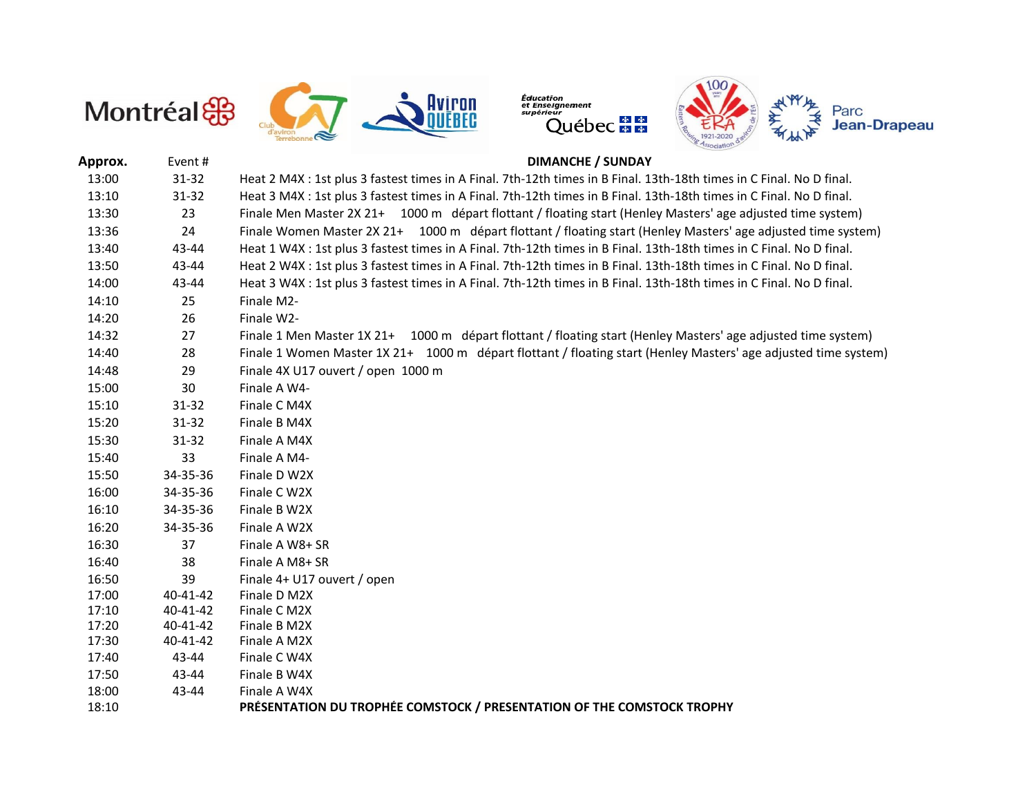| Approx. | Event # | DIMANCHE / SUNDAY |
|---|---|---|
| 13:00 | 31-32 | Heat 2 M4X : 1st plus 3 fastest times in A Final. 7th-12th times in B Final. 13th-18th times in C Final. No D final. |
| 13:10 | 31-32 | Heat 3 M4X : 1st plus 3 fastest times in A Final. 7th-12th times in B Final. 13th-18th times in C Final. No D final. |
| 13:30 | 23 | Finale Men Master 2X 21+ 1000 m départ flottant / floating start (Henley Masters' age adjusted time system) |
| 13:36 | 24 | Finale Women Master 2X 21+ 1000 m départ flottant / floating start (Henley Masters' age adjusted time system) |
| 13:40 | 43-44 | Heat 1 W4X : 1st plus 3 fastest times in A Final. 7th-12th times in B Final. 13th-18th times in C Final. No D final. |
| 13:50 | 43-44 | Heat 2 W4X : 1st plus 3 fastest times in A Final. 7th-12th times in B Final. 13th-18th times in C Final. No D final. |
| 14:00 | 43-44 | Heat 3 W4X : 1st plus 3 fastest times in A Final. 7th-12th times in B Final. 13th-18th times in C Final. No D final. |
| 14:10 | 25 | Finale M2- |
| 14:20 | 26 | Finale W2- |
| 14:32 | 27 | Finale 1 Men Master 1X 21+ 1000 m départ flottant / floating start (Henley Masters' age adjusted time system) |
| 14:40 | 28 | Finale 1 Women Master 1X 21+ 1000 m départ flottant / floating start (Henley Masters' age adjusted time system) |
| 14:48 | 29 | Finale 4X U17 ouvert / open 1000 m |
| 15:00 | 30 | Finale A W4- |
| 15:10 | 31-32 | Finale C M4X |
| 15:20 | 31-32 | Finale B M4X |
| 15:30 | 31-32 | Finale A M4X |
| 15:40 | 33 | Finale A M4- |
| 15:50 | 34-35-36 | Finale D W2X |
| 16:00 | 34-35-36 | Finale C W2X |
| 16:10 | 34-35-36 | Finale B W2X |
| 16:20 | 34-35-36 | Finale A W2X |
| 16:30 | 37 | Finale A W8+ SR |
| 16:40 | 38 | Finale A M8+ SR |
| 16:50 | 39 | Finale 4+ U17 ouvert / open |
| 17:00 | 40-41-42 | Finale D M2X |
| 17:10 | 40-41-42 | Finale C M2X |
| 17:20 | 40-41-42 | Finale B M2X |
| 17:30 | 40-41-42 | Finale A M2X |
| 17:40 | 43-44 | Finale C W4X |
| 17:50 | 43-44 | Finale B W4X |
| 18:00 | 43-44 | Finale A W4X |
| 18:10 | | **PRÉSENTATION DU TROPHÉE COMSTOCK / PRESENTATION OF THE COMSTOCK TROPHY** |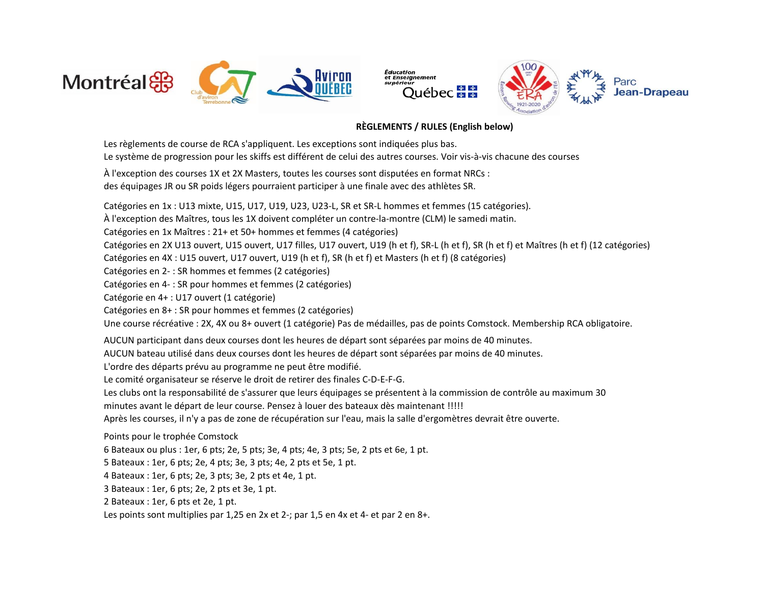**RÈGLEMENTS / RULES (English below)**

Les règlements de course de RCA s'appliquent. Les exceptions sont indiquées plus bas.
Le système de progression pour les skiffs est différent de celui des autres courses. Voir vis-à-vis chacune des courses

À l'exception des courses 1X et 2X Masters, toutes les courses sont disputées en format NRCs :
des équipages JR ou SR poids légers pourraient participer à une finale avec des athlètes SR.

Catégories en 1x : U13 mixte, U15, U17, U19, U23, U23-L, SR et SR-L hommes et femmes (15 catégories).
À l'exception des Maîtres, tous les 1X doivent compléter un contre-la-montre (CLM) le samedi matin.
Catégories en 1x Maîtres : 21+ et 50+ hommes et femmes (4 catégories)
Catégories en 2X U13 ouvert, U15 ouvert, U17 filles, U17 ouvert, U19 (h et f), SR-L (h et f), SR (h et f) et Maîtres (h et f) (12 catégories)
Catégories en 4X : U15 ouvert, U17 ouvert, U19 (h et f), SR (h et f) et Masters (h et f) (8 catégories)
Catégories en 2- : SR hommes et femmes (2 catégories)
Catégories en 4- : SR pour hommes et femmes (2 catégories)
Catégorie en 4+ : U17 ouvert (1 catégorie)
Catégories en 8+ : SR pour hommes et femmes (2 catégories)
Une course récréative : 2X, 4X ou 8+ ouvert (1 catégorie) Pas de médailles, pas de points Comstock. Membership RCA obligatoire.

AUCUN participant dans deux courses dont les heures de départ sont séparées par moins de 40 minutes.
AUCUN bateau utilisé dans deux courses dont les heures de départ sont séparées par moins de 40 minutes.
L'ordre des départs prévu au programme ne peut être modifié.
Le comité organisateur se réserve le droit de retirer des finales C-D-E-F-G.
Les clubs ont la responsabilité de s'assurer que leurs équipages se présentent à la commission de contrôle au maximum 30 minutes avant le départ de leur course. Pensez à louer des bateaux dès maintenant !!!!!
Après les courses, il n'y a pas de zone de récupération sur l'eau, mais la salle d'ergomètres devrait être ouverte.

Points pour le trophée Comstock
6 Bateaux ou plus : 1er, 6 pts; 2e, 5 pts; 3e, 4 pts; 4e, 3 pts; 5e, 2 pts et 6e, 1 pt.
5 Bateaux : 1er, 6 pts; 2e, 4 pts; 3e, 3 pts; 4e, 2 pts et 5e, 1 pt.
4 Bateaux : 1er, 6 pts; 2e, 3 pts; 3e, 2 pts et 4e, 1 pt.
3 Bateaux : 1er, 6 pts; 2e, 2 pts et 3e, 1 pt.
2 Bateaux : 1er, 6 pts et 2e, 1 pt.
Les points sont multipliés par 1,25 en 2x et 2-; par 1,5 en 4x et 4- et par 2 en 8+.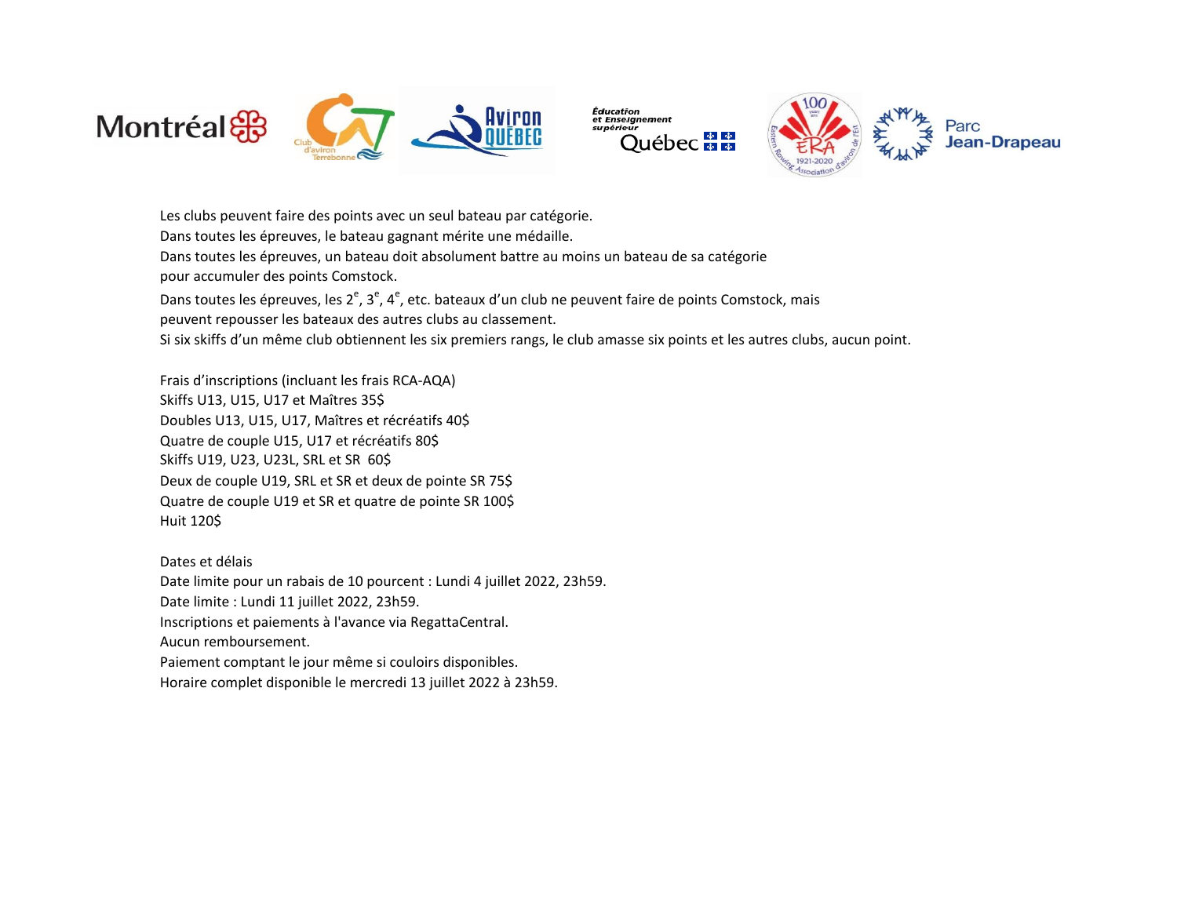Les clubs peuvent faire des points avec un seul bateau par catégorie.
Dans toutes les épreuves, le bateau gagnant mérite une médaille.
Dans toutes les épreuves, un bateau doit absolument battre au moins un bateau de sa catégorie pour accumuler des points Comstock.
Dans toutes les épreuves, les 2e, 3e, 4e, etc. bateaux d'un club ne peuvent faire de points Comstock, mais peuvent repousser les bateaux des autres clubs au classement.
Si six skiffs d'un même club obtiennent les six premiers rangs, le club amasse six points et les autres clubs, aucun point.

Frais d'inscriptions (incluant les frais RCA-AQA)
Skiffs U13, U15, U17 et Maîtres 35$
Doubles U13, U15, U17, Maîtres et récréatifs 40$
Quatre de couple U15, U17 et récréatifs 80$
Skiffs U19, U23, U23L, SRL et SR 60$
Deux de couple U19, SRL et SR et deux de pointe SR 75$
Quatre de couple U19 et SR et quatre de pointe SR 100$
Huit 120$

Dates et délais
Date limite pour un rabais de 10 pourcent : Lundi 4 juillet 2022, 23h59.
Date limite : Lundi 11 juillet 2022, 23h59.
Inscriptions et paiements à l'avance via RegattaCentral.
Aucun remboursement.
Paiement comptant le jour même si couloirs disponibles.
Horaire complet disponible le mercredi 13 juillet 2022 à 23h59.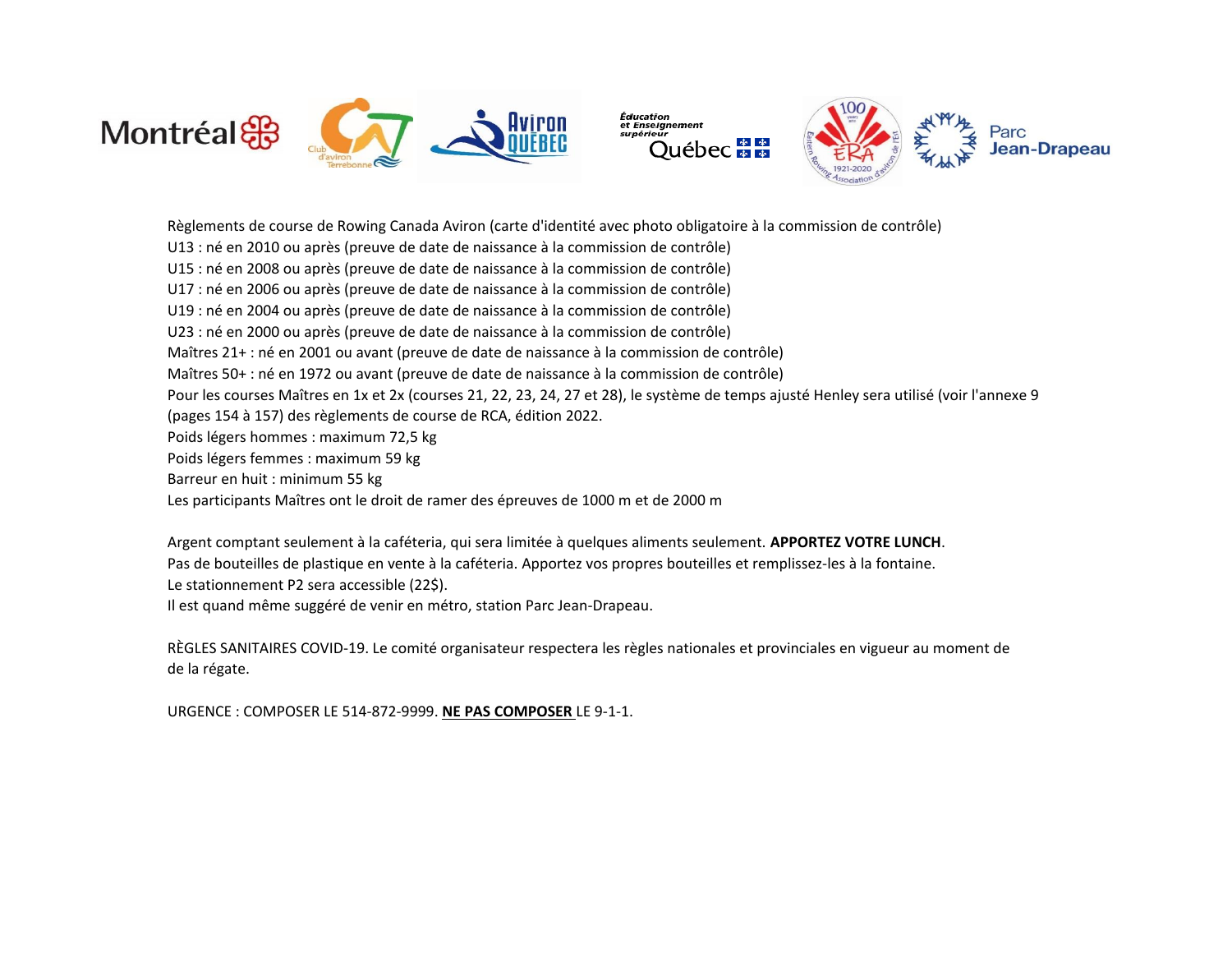Règlements de course de Rowing Canada Aviron (carte d'identité avec photo obligatoire à la commission de contrôle)
U13 : né en 2010 ou après (preuve de date de naissance à la commission de contrôle)
U15 : né en 2008 ou après (preuve de date de naissance à la commission de contrôle)
U17 : né en 2006 ou après (preuve de date de naissance à la commission de contrôle)
U19 : né en 2004 ou après (preuve de date de naissance à la commission de contrôle)
U23 : né en 2000 ou après (preuve de date de naissance à la commission de contrôle)
Maîtres 21+ : né en 2001 ou avant (preuve de date de naissance à la commission de contrôle)
Maîtres 50+ : né en 1972 ou avant (preuve de date de naissance à la commission de contrôle)
Pour les courses Maîtres en 1x et 2x (courses 21, 22, 23, 24, 27 et 28), le système de temps ajusté Henley sera utilisé (voir l'annexe 9 (pages 154 à 157) des règlements de course de RCA, édition 2022.
Poids légers hommes : maximum 72,5 kg
Poids légers femmes : maximum 59 kg
Barreur en huit : minimum 55 kg
Les participants Maîtres ont le droit de ramer des épreuves de 1000 m et de 2000 m

Argent comptant seulement à la caféteria, qui sera limitée à quelques aliments seulement. **APPORTEZ VOTRE LUNCH**.
Pas de bouteilles de plastique en vente à la caféteria. Apportez vos propres bouteilles et remplissez-les à la fontaine.
Le stationnement P2 sera accessible (22$).
Il est quand même suggéré de venir en métro, station Parc Jean-Drapeau.

RÈGLES SANITAIRES COVID-19. Le comité organisateur respectera les règles nationales et provinciales en vigueur au moment de de la régate.

URGENCE : COMPOSER LE 514-872-9999. **NE PAS COMPOSER** LE 9-1-1.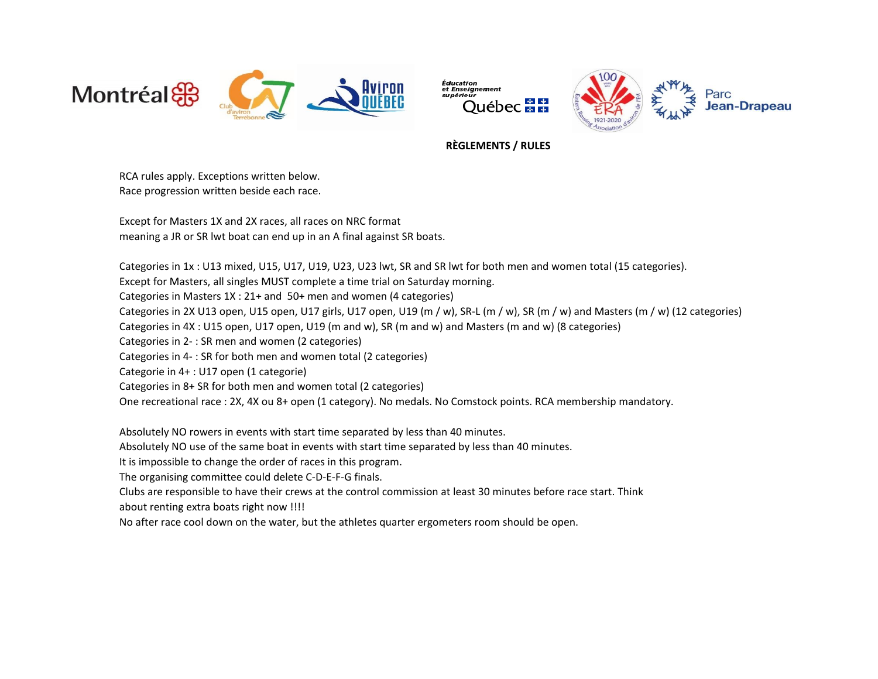## RÈGLEMENTS / RULES

RCA rules apply. Exceptions written below.
Race progression written beside each race.

Except for Masters 1X and 2X races, all races on NRC format
meaning a JR or SR lwt boat can end up in an A final against SR boats.

Categories in 1x : U13 mixed, U15, U17, U19, U23, U23 lwt, SR and SR lwt for both men and women total (15 categories).
Except for Masters, all singles MUST complete a time trial on Saturday morning.
Categories in Masters 1X : 21+ and 50+ men and women (4 categories)
Categories in 2X U13 open, U15 open, U17 girls, U17 open, U19 (m / w), SR-L (m / w), SR (m / w) and Masters (m / w) (12 categories)
Categories in 4X : U15 open, U17 open, U19 (m and w), SR (m and w) and Masters (m and w) (8 categories)
Categories in 2- : SR men and women (2 categories)
Categories in 4- : SR for both men and women total (2 categories)
Categorie in 4+ : U17 open (1 categorie)
Categories in 8+ SR for both men and women total (2 categories)
One recreational race : 2X, 4X ou 8+ open (1 category). No medals. No Comstock points. RCA membership mandatory.

Absolutely NO rowers in events with start time separated by less than 40 minutes.
Absolutely NO use of the same boat in events with start time separated by less than 40 minutes.
It is impossible to change the order of races in this program.
The organising committee could delete C-D-E-F-G finals.
Clubs are responsible to have their crews at the control commission at least 30 minutes before race start. Think about renting extra boats right now !!!!
No after race cool down on the water, but the athletes quarter ergometers room should be open.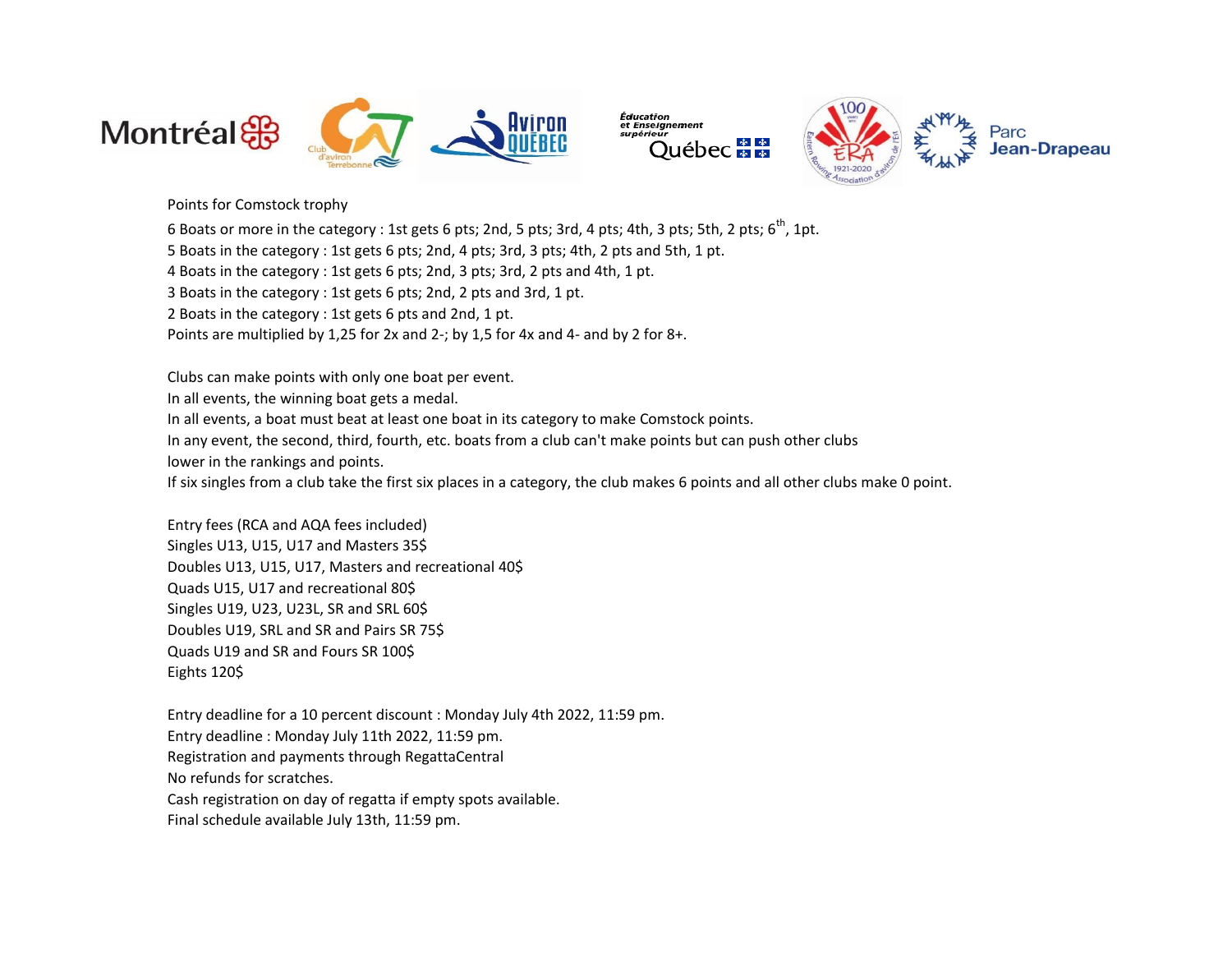Points for Comstock trophy

6 Boats or more in the category : 1st gets 6 pts; 2nd, 5 pts; 3rd, 4 pts; 4th, 3 pts; 5th, 2 pts; 6th, 1pt.
5 Boats in the category : 1st gets 6 pts; 2nd, 4 pts; 3rd, 3 pts; 4th, 2 pts and 5th, 1 pt.
4 Boats in the category : 1st gets 6 pts; 2nd, 3 pts; 3rd, 2 pts and 4th, 1 pt.
3 Boats in the category : 1st gets 6 pts; 2nd, 2 pts and 3rd, 1 pt.
2 Boats in the category : 1st gets 6 pts and 2nd, 1 pt.
Points are multiplied by 1,25 for 2x and 2-; by 1,5 for 4x and 4- and by 2 for 8+.

Clubs can make points with only one boat per event.
In all events, the winning boat gets a medal.
In all events, a boat must beat at least one boat in its category to make Comstock points.
In any event, the second, third, fourth, etc. boats from a club can't make points but can push other clubs lower in the rankings and points.
If six singles from a club take the first six places in a category, the club makes 6 points and all other clubs make 0 point.

Entry fees (RCA and AQA fees included)
Singles U13, U15, U17 and Masters 35$
Doubles U13, U15, U17, Masters and recreational 40$
Quads U15, U17 and recreational 80$
Singles U19, U23, U23L, SR and SRL 60$
Doubles U19, SRL and SR and Pairs SR 75$
Quads U19 and SR and Fours SR 100$
Eights 120$

Entry deadline for a 10 percent discount : Monday July 4th 2022, 11:59 pm.
Entry deadline : Monday July 11th 2022, 11:59 pm.
Registration and payments through RegattaCentral
No refunds for scratches.
Cash registration on day of regatta if empty spots available.
Final schedule available July 13th, 11:59 pm.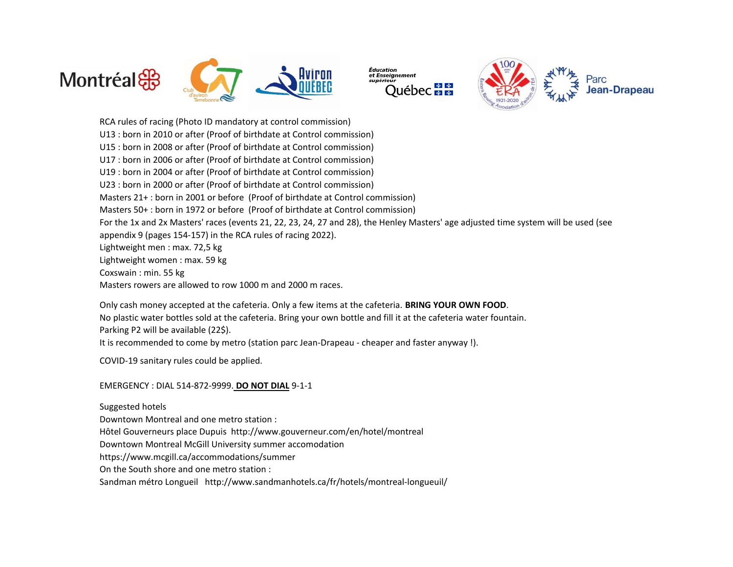RCA rules of racing (Photo ID mandatory at control commission)
U13 : born in 2010 or after (Proof of birthdate at Control commission)
U15 : born in 2008 or after (Proof of birthdate at Control commission)
U17 : born in 2006 or after (Proof of birthdate at Control commission)
U19 : born in 2004 or after (Proof of birthdate at Control commission)
U23 : born in 2000 or after (Proof of birthdate at Control commission)
Masters 21+ : born in 2001 or before (Proof of birthdate at Control commission)
Masters 50+ : born in 1972 or before (Proof of birthdate at Control commission)
For the 1x and 2x Masters' races (events 21, 22, 23, 24, 27 and 28), the Henley Masters' age adjusted time system will be used (see appendix 9 (pages 154-157) in the RCA rules of racing 2022).
Lightweight men : max. 72,5 kg
Lightweight women : max. 59 kg
Coxswain : min. 55 kg
Masters rowers are allowed to row 1000 m and 2000 m races.

Only cash money accepted at the cafeteria. Only a few items at the cafeteria. **BRING YOUR OWN FOOD**.
No plastic water bottles sold at the cafeteria. Bring your own bottle and fill it at the cafeteria water fountain.
Parking P2 will be available (22$).
It is recommended to come by metro (station parc Jean-Drapeau - cheaper and faster anyway !).

COVID-19 sanitary rules could be applied.

EMERGENCY : DIAL 514-872-9999. **DO NOT DIAL** 9-1-1

Suggested hotels
Downtown Montreal and one metro station :
Hôtel Gouverneurs place Dupuis http://www.gouverneur.com/en/hotel/montreal
Downtown Montreal McGill University summer accomodation
https://www.mcgill.ca/accommodations/summer
On the South shore and one metro station :
Sandman métro Longueil http://www.sandmanhotels.ca/fr/hotels/montreal-longueuil/